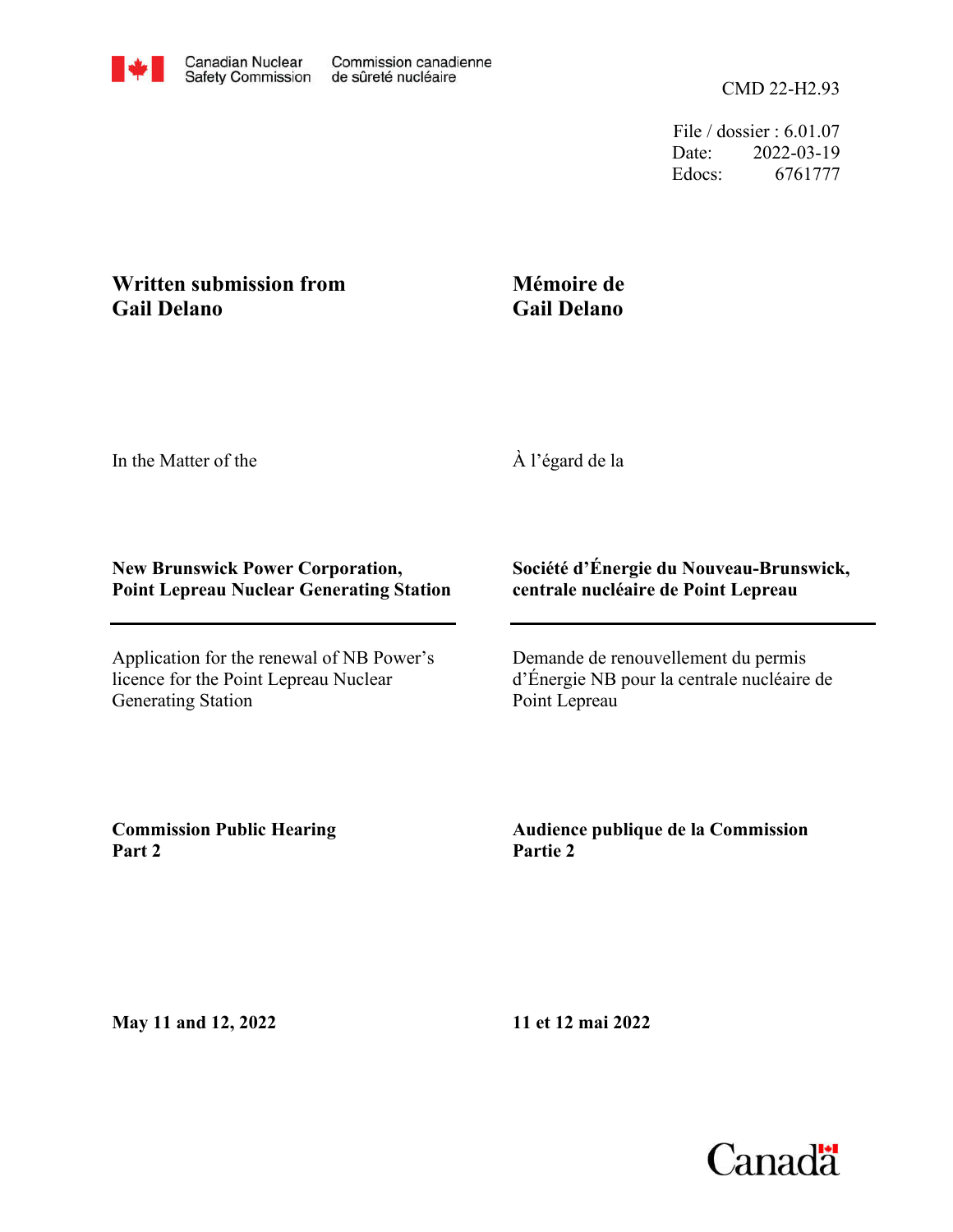Canadian Nuclear Safety Commission — Commission canadienne de sûreté nucléaire

CMD 22-H2.93

File / dossier : 6.01.07
Date: 2022-03-19
Edocs: 6761777

**Written submission from Gail Delano**

**Mémoire de Gail Delano**

In the Matter of the

À l'égard de la

**New Brunswick Power Corporation, Point Lepreau Nuclear Generating Station**

**Société d'Énergie du Nouveau-Brunswick, centrale nucléaire de Point Lepreau**

Application for the renewal of NB Power's licence for the Point Lepreau Nuclear Generating Station

Demande de renouvellement du permis d'Énergie NB pour la centrale nucléaire de Point Lepreau

**Commission Public Hearing Part 2**

**Audience publique de la Commission Partie 2**

**May 11 and 12, 2022**

**11 et 12 mai 2022**

Canada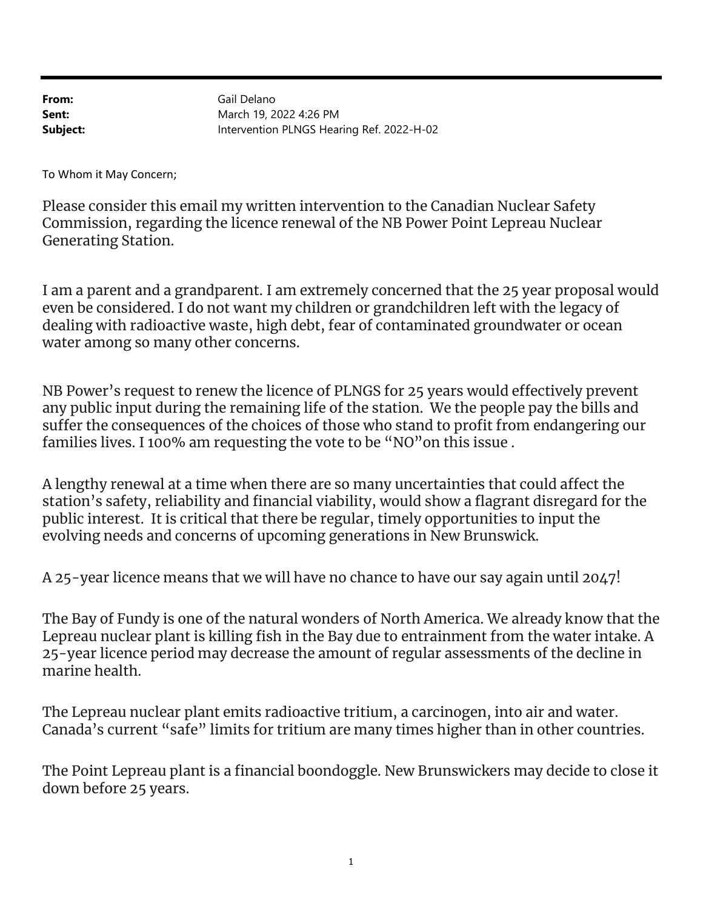**From:** Gail Delano
**Sent:** March 19, 2022 4:26 PM
**Subject:** Intervention PLNGS Hearing Ref. 2022-H-02

To Whom it May Concern;

Please consider this email my written intervention to the Canadian Nuclear Safety Commission, regarding the licence renewal of the NB Power Point Lepreau Nuclear Generating Station.

I am a parent and a grandparent. I am extremely concerned that the 25 year proposal would even be considered. I do not want my children or grandchildren left with the legacy of dealing with radioactive waste, high debt, fear of contaminated groundwater or ocean water among so many other concerns.

NB Power's request to renew the licence of PLNGS for 25 years would effectively prevent any public input during the remaining life of the station. We the people pay the bills and suffer the consequences of the choices of those who stand to profit from endangering our families lives. I 100% am requesting the vote to be "NO"on this issue .

A lengthy renewal at a time when there are so many uncertainties that could affect the station's safety, reliability and financial viability, would show a flagrant disregard for the public interest. It is critical that there be regular, timely opportunities to input the evolving needs and concerns of upcoming generations in New Brunswick.

A 25-year licence means that we will have no chance to have our say again until 2047!

The Bay of Fundy is one of the natural wonders of North America. We already know that the Lepreau nuclear plant is killing fish in the Bay due to entrainment from the water intake. A 25-year licence period may decrease the amount of regular assessments of the decline in marine health.

The Lepreau nuclear plant emits radioactive tritium, a carcinogen, into air and water. Canada's current "safe" limits for tritium are many times higher than in other countries.

The Point Lepreau plant is a financial boondoggle. New Brunswickers may decide to close it down before 25 years.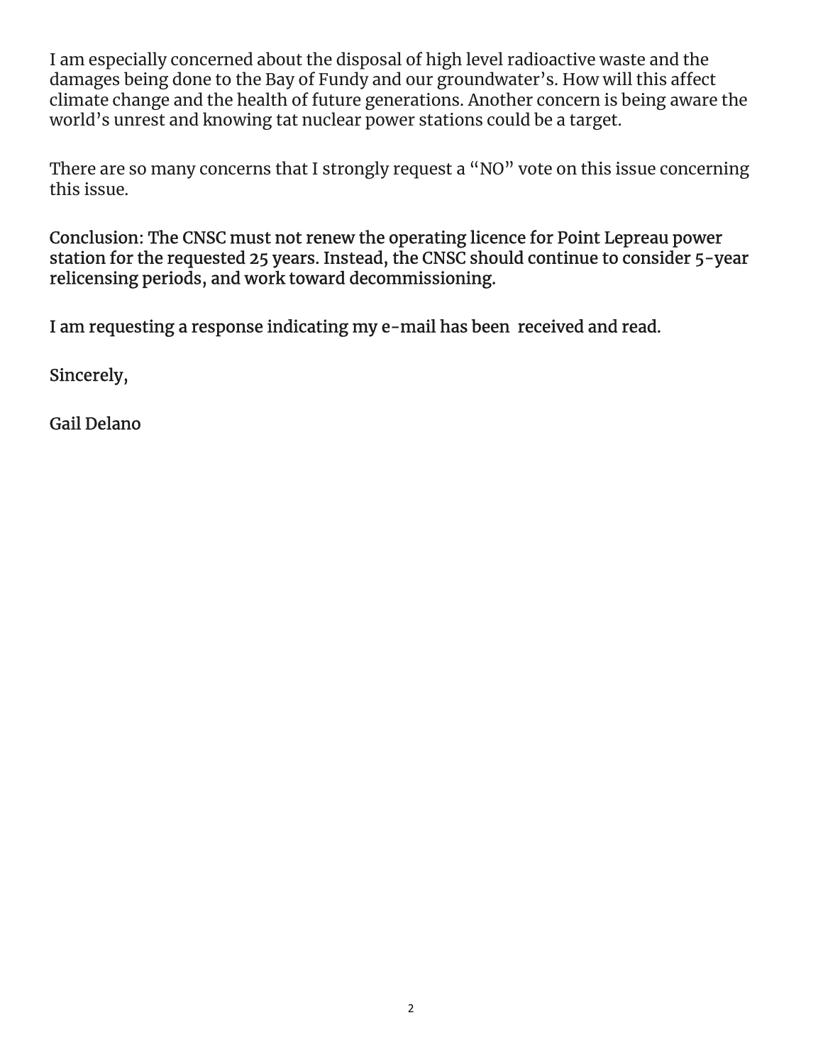I am especially concerned about the disposal of high level radioactive waste and the damages being done to the Bay of Fundy and our groundwater's. How will this affect climate change and the health of future generations. Another concern is being aware the world's unrest and knowing tat nuclear power stations could be a target.

There are so many concerns that I strongly request a "NO" vote on this issue concerning this issue.

**Conclusion: The CNSC must not renew the operating licence for Point Lepreau power station for the requested 25 years. Instead, the CNSC should continue to consider 5-year relicensing periods, and work toward decommissioning.**

**I am requesting a response indicating my e-mail has been received and read.**

**Sincerely,**

**Gail Delano**